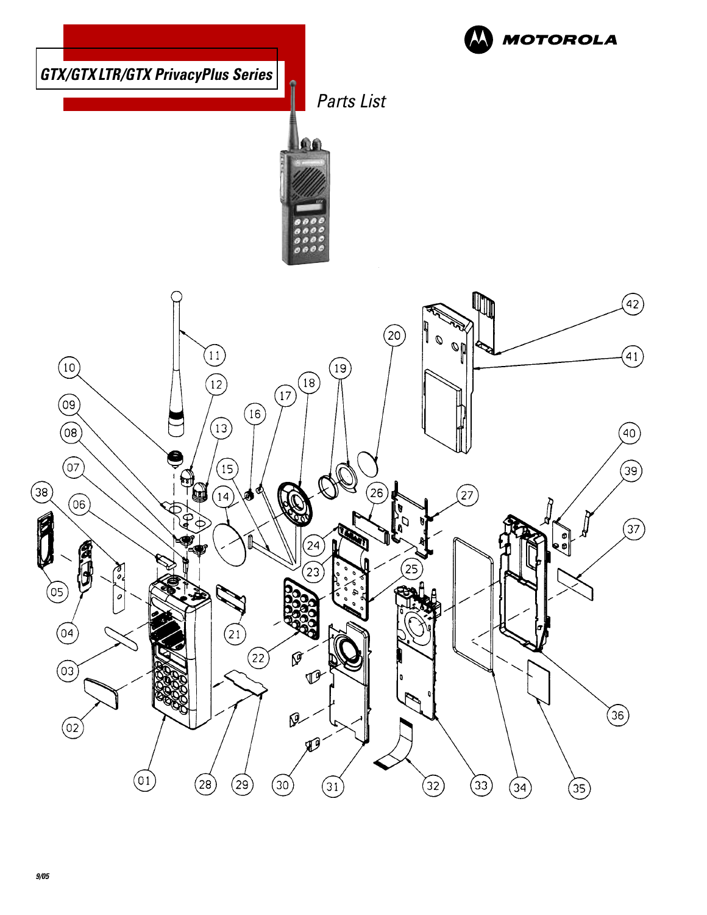# GTX/GTX LTR/GTX PrivacyPlus Series

MOTOROLA

*Parts List*

9/05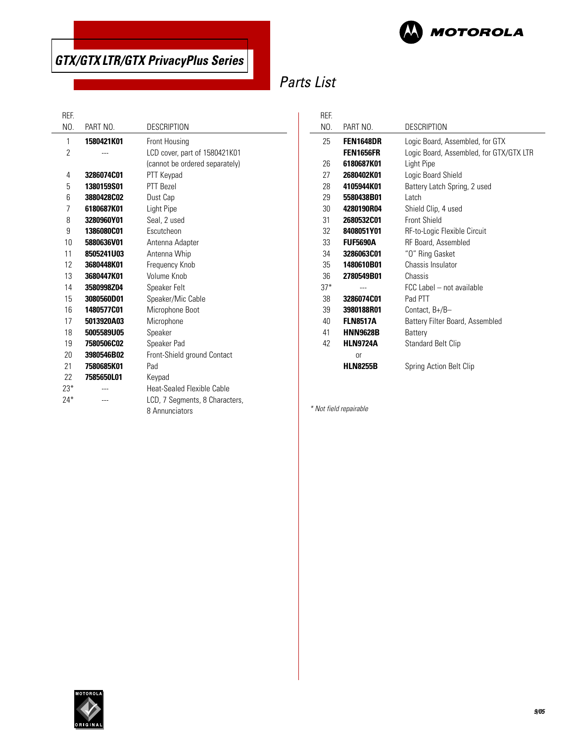# GTX/GTX LTR/GTX PrivacyPlus Series

## Parts List

| REF. NO. | PART NO. | DESCRIPTION |
|---|---|---|
| 1 | **1580421K01** | Front Housing |
| 2 | --- | LCD cover, part of 1580421K01 (cannot be ordered separately) |
| 4 | **3286074C01** | PTT Keypad |
| 5 | **1380159S01** | PTT Bezel |
| 6 | **3880428C02** | Dust Cap |
| 7 | **6180687K01** | Light Pipe |
| 8 | **3280960Y01** | Seal, 2 used |
| 9 | **1386080C01** | Escutcheon |
| 10 | **5880636V01** | Antenna Adapter |
| 11 | **8505241U03** | Antenna Whip |
| 12 | **3680448K01** | Frequency Knob |
| 13 | **3680447K01** | Volume Knob |
| 14 | **3580998Z04** | Speaker Felt |
| 15 | **3080560D01** | Speaker/Mic Cable |
| 16 | **1480577C01** | Microphone Boot |
| 17 | **5013920A03** | Microphone |
| 18 | **5005589U05** | Speaker |
| 19 | **7580506C02** | Speaker Pad |
| 20 | **3980546B02** | Front-Shield ground Contact |
| 21 | **7580685K01** | Pad |
| 22 | **7585650L01** | Keypad |
| 23* | --- | Heat-Sealed Flexible Cable |
| 24* | --- | LCD, 7 Segments, 8 Characters, 8 Annunciators |
| 25 | **FEN1648DR** | Logic Board, Assembled, for GTX |
| | **FEN1656FR** | Logic Board, Assembled, for GTX/GTX LTR |
| 26 | **6180687K01** | Light Pipe |
| 27 | **2680402K01** | Logic Board Shield |
| 28 | **4105944K01** | Battery Latch Spring, 2 used |
| 29 | **5580438B01** | Latch |
| 30 | **4280190R04** | Shield Clip, 4 used |
| 31 | **2680532C01** | Front Shield |
| 32 | **8408051Y01** | RF-to-Logic Flexible Circuit |
| 33 | **FUF5690A** | RF Board, Assembled |
| 34 | **3286063C01** | "O" Ring Gasket |
| 35 | **1480610B01** | Chassis Insulator |
| 36 | **2780549B01** | Chassis |
| 37* | --- | FCC Label – not available |
| 38 | **3286074C01** | Pad PTT |
| 39 | **3980188R01** | Contact, B+/B– |
| 40 | **FLN8517A** | Battery Filter Board, Assembled |
| 41 | **HNN9628B** | Battery |
| 42 | **HLN9724A** | Standard Belt Clip |
| | or | |
| | **HLN8255B** | Spring Action Belt Clip |

*\* Not field repairable*

9/05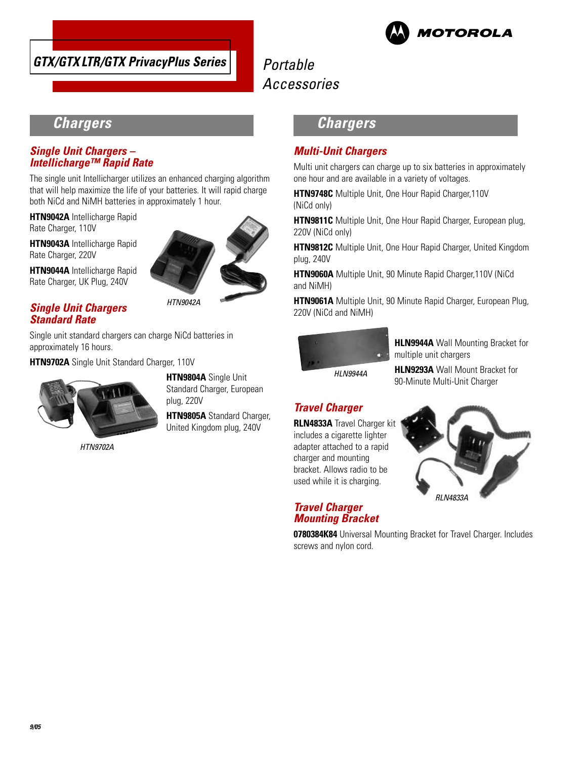# GTX/GTX LTR/GTX PrivacyPlus Series

Portable Accessories

## Chargers

### Single Unit Chargers – Intellicharge™ Rapid Rate

The single unit Intellicharger utilizes an enhanced charging algorithm that will help maximize the life of your batteries. It will rapid charge both NiCd and NiMH batteries in approximately 1 hour.

**HTN9042A** Intellicharge Rapid Rate Charger, 110V

**HTN9043A** Intellicharge Rapid Rate Charger, 220V

**HTN9044A** Intellicharge Rapid Rate Charger, UK Plug, 240V

*HTN9042A*

### Single Unit Chargers Standard Rate

Single unit standard chargers can charge NiCd batteries in approximately 16 hours.

**HTN9702A** Single Unit Standard Charger, 110V

**HTN9804A** Single Unit Standard Charger, European plug, 220V

**HTN9805A** Standard Charger, United Kingdom plug, 240V

*HTN9702A*

## Chargers

### Multi-Unit Chargers

Multi unit chargers can charge up to six batteries in approximately one hour and are available in a variety of voltages.

**HTN9748C** Multiple Unit, One Hour Rapid Charger,110V (NiCd only)

**HTN9811C** Multiple Unit, One Hour Rapid Charger, European plug, 220V (NiCd only)

**HTN9812C** Multiple Unit, One Hour Rapid Charger, United Kingdom plug, 240V

**HTN9060A** Multiple Unit, 90 Minute Rapid Charger,110V (NiCd and NiMH)

**HTN9061A** Multiple Unit, 90 Minute Rapid Charger, European Plug, 220V (NiCd and NiMH)

*HLN9944A*

**HLN9944A** Wall Mounting Bracket for multiple unit chargers

**HLN9293A** Wall Mount Bracket for 90-Minute Multi-Unit Charger

### Travel Charger

**RLN4833A** Travel Charger kit includes a cigarette lighter adapter attached to a rapid charger and mounting bracket. Allows radio to be used while it is charging.

*RLN4833A*

### Travel Charger Mounting Bracket

**0780384K84** Universal Mounting Bracket for Travel Charger. Includes screws and nylon cord.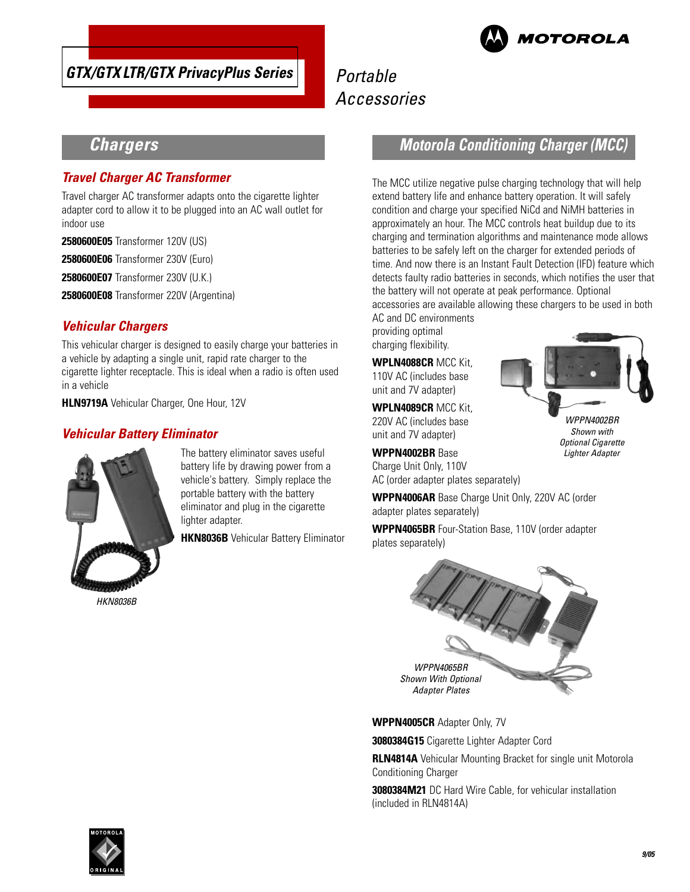# GTX/GTX LTR/GTX PrivacyPlus Series

# Portable Accessories

## Chargers

### Travel Charger AC Transformer

Travel charger AC transformer adapts onto the cigarette lighter adapter cord to allow it to be plugged into an AC wall outlet for indoor use

**2580600E05** Transformer 120V (US)

**2580600E06** Transformer 230V (Euro)

**2580600E07** Transformer 230V (U.K.)

**2580600E08** Transformer 220V (Argentina)

### Vehicular Chargers

This vehicular charger is designed to easily charge your batteries in a vehicle by adapting a single unit, rapid rate charger to the cigarette lighter receptacle. This is ideal when a radio is often used in a vehicle

**HLN9719A** Vehicular Charger, One Hour, 12V

### Vehicular Battery Eliminator

The battery eliminator saves useful battery life by drawing power from a vehicle's battery. Simply replace the portable battery with the battery eliminator and plug in the cigarette lighter adapter.

**HKN8036B** Vehicular Battery Eliminator

*HKN8036B*

## Motorola Conditioning Charger (MCC)

The MCC utilize negative pulse charging technology that will help extend battery life and enhance battery operation. It will safely condition and charge your specified NiCd and NiMH batteries in approximately an hour. The MCC controls heat buildup due to its charging and termination algorithms and maintenance mode allows batteries to be safely left on the charger for extended periods of time. And now there is an Instant Fault Detection (IFD) feature which detects faulty radio batteries in seconds, which notifies the user that the battery will not operate at peak performance. Optional accessories are available allowing these chargers to be used in both AC and DC environments providing optimal charging flexibility.

**WPLN4088CR** MCC Kit, 110V AC (includes base unit and 7V adapter)

**WPLN4089CR** MCC Kit, 220V AC (includes base unit and 7V adapter)

**WPPN4002BR** Base Charge Unit Only, 110V AC (order adapter plates separately)

*WPPN4002BR Shown with Optional Cigarette Lighter Adapter*

**WPPN4006AR** Base Charge Unit Only, 220V AC (order adapter plates separately)

**WPPN4065BR** Four-Station Base, 110V (order adapter plates separately)

*WPPN4065BR Shown With Optional Adapter Plates*

**WPPN4005CR** Adapter Only, 7V

**3080384G15** Cigarette Lighter Adapter Cord

**RLN4814A** Vehicular Mounting Bracket for single unit Motorola Conditioning Charger

**3080384M21** DC Hard Wire Cable, for vehicular installation (included in RLN4814A)

9/05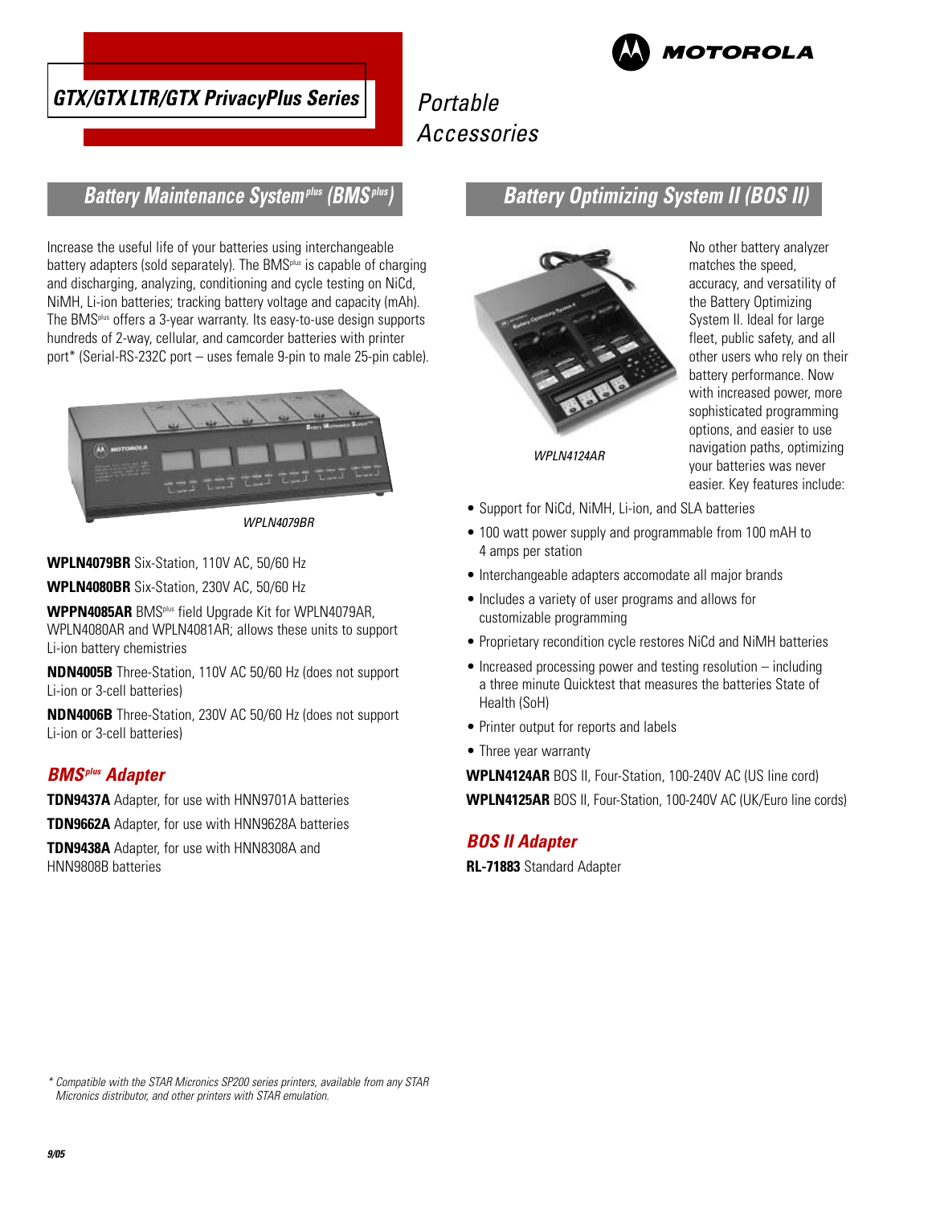# GTX/GTX LTR/GTX PrivacyPlus Series

Portable Accessories

## Battery Maintenance System[plus] (BMS[plus])

Increase the useful life of your batteries using interchangeable battery adapters (sold separately). The BMS[plus] is capable of charging and discharging, analyzing, conditioning and cycle testing on NiCd, NiMH, Li-ion batteries; tracking battery voltage and capacity (mAh). The BMS[plus] offers a 3-year warranty. Its easy-to-use design supports hundreds of 2-way, cellular, and camcorder batteries with printer port* (Serial-RS-232C port – uses female 9-pin to male 25-pin cable).

WPLN4079BR

**WPLN4079BR** Six-Station, 110V AC, 50/60 Hz

**WPLN4080BR** Six-Station, 230V AC, 50/60 Hz

**WPPN4085AR** BMS[plus] field Upgrade Kit for WPLN4079AR, WPLN4080AR and WPLN4081AR; allows these units to support Li-ion battery chemistries

**NDN4005B** Three-Station, 110V AC 50/60 Hz (does not support Li-ion or 3-cell batteries)

**NDN4006B** Three-Station, 230V AC 50/60 Hz (does not support Li-ion or 3-cell batteries)

### BMS[plus] Adapter

**TDN9437A** Adapter, for use with HNN9701A batteries

**TDN9662A** Adapter, for use with HNN9628A batteries

**TDN9438A** Adapter, for use with HNN8308A and HNN9808B batteries

## Battery Optimizing System II (BOS II)

WPLN4124AR

No other battery analyzer matches the speed, accuracy, and versatility of the Battery Optimizing System II. Ideal for large fleet, public safety, and all other users who rely on their battery performance. Now with increased power, more sophisticated programming options, and easier to use navigation paths, optimizing your batteries was never easier. Key features include:

- Support for NiCd, NiMH, Li-ion, and SLA batteries
- 100 watt power supply and programmable from 100 mAH to 4 amps per station
- Interchangeable adapters accomodate all major brands
- Includes a variety of user programs and allows for customizable programming
- Proprietary recondition cycle restores NiCd and NiMH batteries
- Increased processing power and testing resolution – including a three minute Quicktest that measures the batteries State of Health (SoH)
- Printer output for reports and labels
- Three year warranty

**WPLN4124AR** BOS II, Four-Station, 100-240V AC (US line cord)

**WPLN4125AR** BOS II, Four-Station, 100-240V AC (UK/Euro line cords)

### BOS II Adapter

**RL-71883** Standard Adapter

*\* Compatible with the STAR Micronics SP200 series printers, available from any STAR Micronics distributor, and other printers with STAR emulation.*

9/05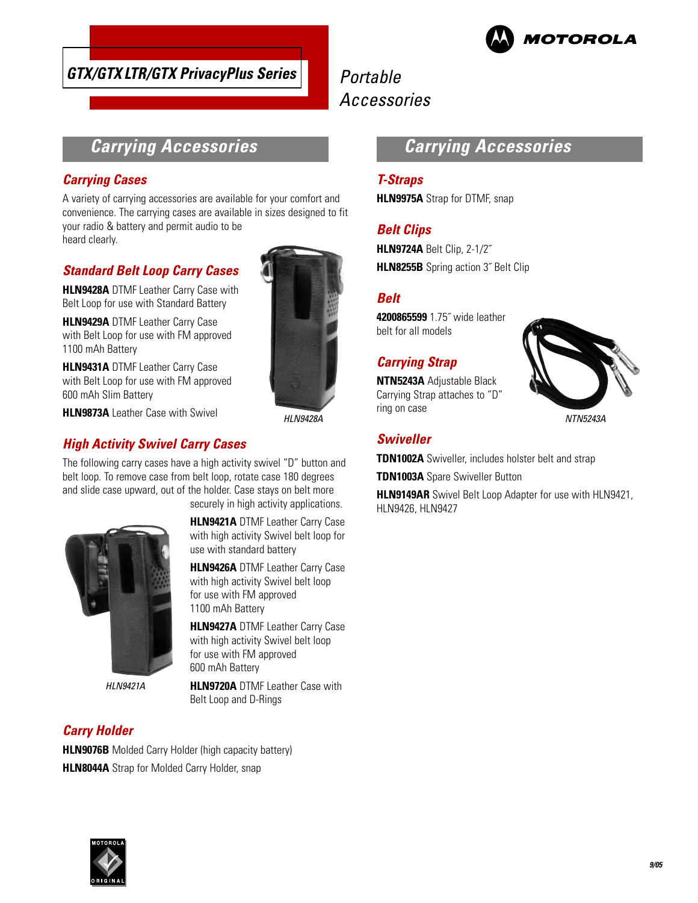# GTX/GTX LTR/GTX PrivacyPlus Series

Portable Accessories

## Carrying Accessories

### Carrying Cases

A variety of carrying accessories are available for your comfort and convenience. The carrying cases are available in sizes designed to fit your radio & battery and permit audio to be heard clearly.

### Standard Belt Loop Carry Cases

**HLN9428A** DTMF Leather Carry Case with Belt Loop for use with Standard Battery

**HLN9429A** DTMF Leather Carry Case with Belt Loop for use with FM approved 1100 mAh Battery

**HLN9431A** DTMF Leather Carry Case with Belt Loop for use with FM approved 600 mAh Slim Battery

**HLN9873A** Leather Case with Swivel

*HLN9428A*

### High Activity Swivel Carry Cases

The following carry cases have a high activity swivel "D" button and belt loop. To remove case from belt loop, rotate case 180 degrees and slide case upward, out of the holder. Case stays on belt more securely in high activity applications.

**HLN9421A** DTMF Leather Carry Case with high activity Swivel belt loop for use with standard battery

**HLN9426A** DTMF Leather Carry Case with high activity Swivel belt loop for use with FM approved 1100 mAh Battery

**HLN9427A** DTMF Leather Carry Case with high activity Swivel belt loop for use with FM approved 600 mAh Battery

**HLN9720A** DTMF Leather Case with Belt Loop and D-Rings

*HLN9421A*

### Carry Holder

**HLN9076B** Molded Carry Holder (high capacity battery)

**HLN8044A** Strap for Molded Carry Holder, snap

## Carrying Accessories

### T-Straps

**HLN9975A** Strap for DTMF, snap

### Belt Clips

**HLN9724A** Belt Clip, 2-1/2″

**HLN8255B** Spring action 3″ Belt Clip

### Belt

**4200865599** 1.75″ wide leather belt for all models

### Carrying Strap

**NTN5243A** Adjustable Black Carrying Strap attaches to "D" ring on case

*NTN5243A*

### Swiveller

**TDN1002A** Swiveller, includes holster belt and strap

**TDN1003A** Spare Swiveller Button

**HLN9149AR** Swivel Belt Loop Adapter for use with HLN9421, HLN9426, HLN9427

9/05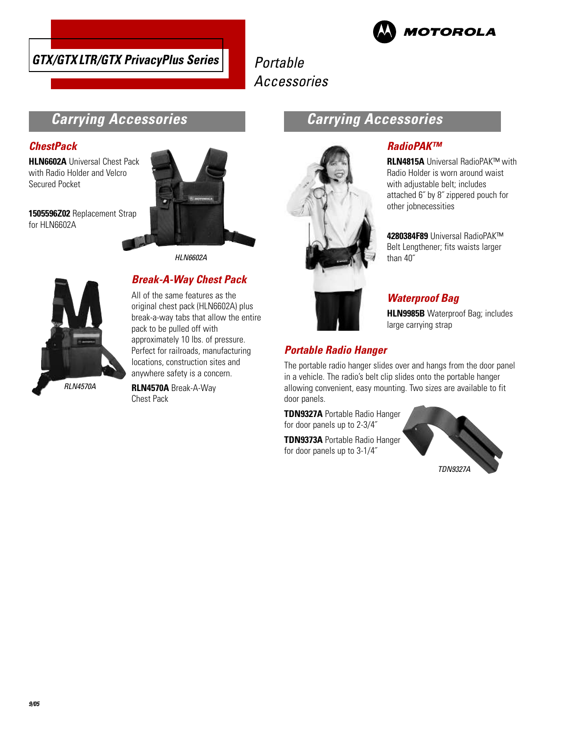# GTX/GTX LTR/GTX PrivacyPlus Series

Portable Accessories

## Carrying Accessories

### ChestPack

**HLN6602A** Universal Chest Pack with Radio Holder and Velcro Secured Pocket

**1505596Z02** Replacement Strap for HLN6602A

HLN6602A

### Break-A-Way Chest Pack

All of the same features as the original chest pack (HLN6602A) plus break-a-way tabs that allow the entire pack to be pulled off with approximately 10 lbs. of pressure. Perfect for railroads, manufacturing locations, construction sites and anywhere safety is a concern.

**RLN4570A** Break-A-Way Chest Pack

RLN4570A

## Carrying Accessories

### RadioPAK™

**RLN4815A** Universal RadioPAK™ with Radio Holder is worn around waist with adjustable belt; includes attached 6˝ by 8˝ zippered pouch for other jobnecessities

**4280384F89** Universal RadioPAK™ Belt Lengthener; fits waists larger than 40˝

### Waterproof Bag

**HLN9985B** Waterproof Bag; includes large carrying strap

### Portable Radio Hanger

The portable radio hanger slides over and hangs from the door panel in a vehicle. The radio's belt clip slides onto the portable hanger allowing convenient, easy mounting. Two sizes are available to fit door panels.

**TDN9327A** Portable Radio Hanger for door panels up to 2-3/4˝

**TDN9373A** Portable Radio Hanger for door panels up to 3-1/4˝

TDN9327A

9/05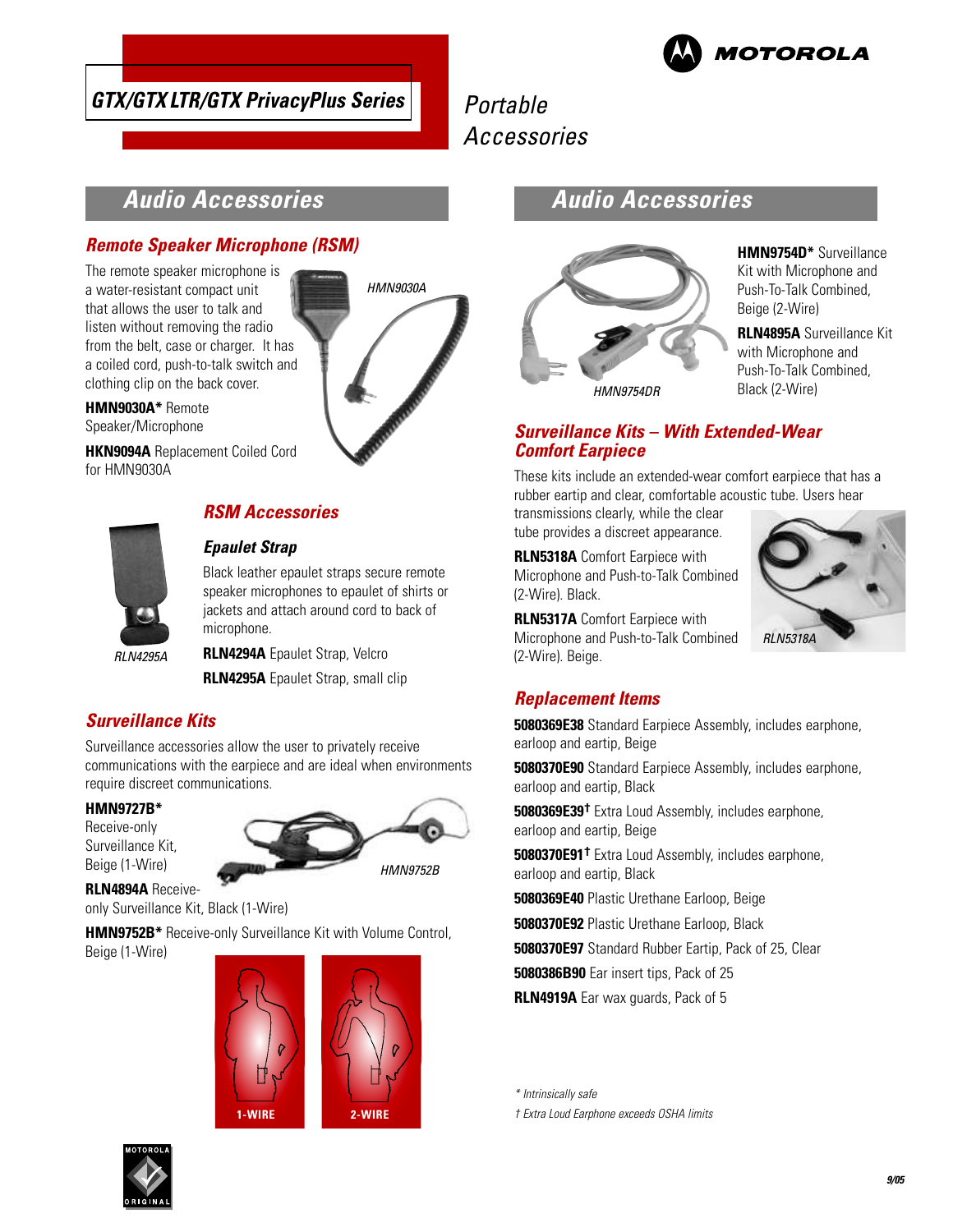# GTX/GTX LTR/GTX PrivacyPlus Series

# Portable Accessories

## Audio Accessories

### Remote Speaker Microphone (RSM)

The remote speaker microphone is a water-resistant compact unit that allows the user to talk and listen without removing the radio from the belt, case or charger. It has a coiled cord, push-to-talk switch and clothing clip on the back cover.

HMN9030A

**HMN9030A*** Remote Speaker/Microphone

**HKN9094A** Replacement Coiled Cord for HMN9030A

### RSM Accessories

#### Epaulet Strap

Black leather epaulet straps secure remote speaker microphones to epaulet of shirts or jackets and attach around cord to back of microphone.

RLN4295A

**RLN4294A** Epaulet Strap, Velcro

**RLN4295A** Epaulet Strap, small clip

### Surveillance Kits

Surveillance accessories allow the user to privately receive communications with the earpiece and are ideal when environments require discreet communications.

**HMN9727B*** Receive-only Surveillance Kit, Beige (1-Wire)

HMN9752B

**RLN4894A** Receive-only Surveillance Kit, Black (1-Wire)

**HMN9752B*** Receive-only Surveillance Kit with Volume Control, Beige (1-Wire)

1-WIRE

2-WIRE

## Audio Accessories

HMN9754DR

**HMN9754D*** Surveillance Kit with Microphone and Push-To-Talk Combined, Beige (2-Wire)

**RLN4895A** Surveillance Kit with Microphone and Push-To-Talk Combined, Black (2-Wire)

### Surveillance Kits – With Extended-Wear Comfort Earpiece

These kits include an extended-wear comfort earpiece that has a rubber eartip and clear, comfortable acoustic tube. Users hear transmissions clearly, while the clear tube provides a discreet appearance.

**RLN5318A** Comfort Earpiece with Microphone and Push-to-Talk Combined (2-Wire). Black.

**RLN5317A** Comfort Earpiece with Microphone and Push-to-Talk Combined (2-Wire). Beige.

RLN5318A

### Replacement Items

**5080369E38** Standard Earpiece Assembly, includes earphone, earloop and eartip, Beige

**5080370E90** Standard Earpiece Assembly, includes earphone, earloop and eartip, Black

**5080369E39†** Extra Loud Assembly, includes earphone, earloop and eartip, Beige

**5080370E91†** Extra Loud Assembly, includes earphone, earloop and eartip, Black

**5080369E40** Plastic Urethane Earloop, Beige

**5080370E92** Plastic Urethane Earloop, Black

**5080370E97** Standard Rubber Eartip, Pack of 25, Clear

**5080386B90** Ear insert tips, Pack of 25

**RLN4919A** Ear wax guards, Pack of 5

*\* Intrinsically safe*

*† Extra Loud Earphone exceeds OSHA limits*

9/05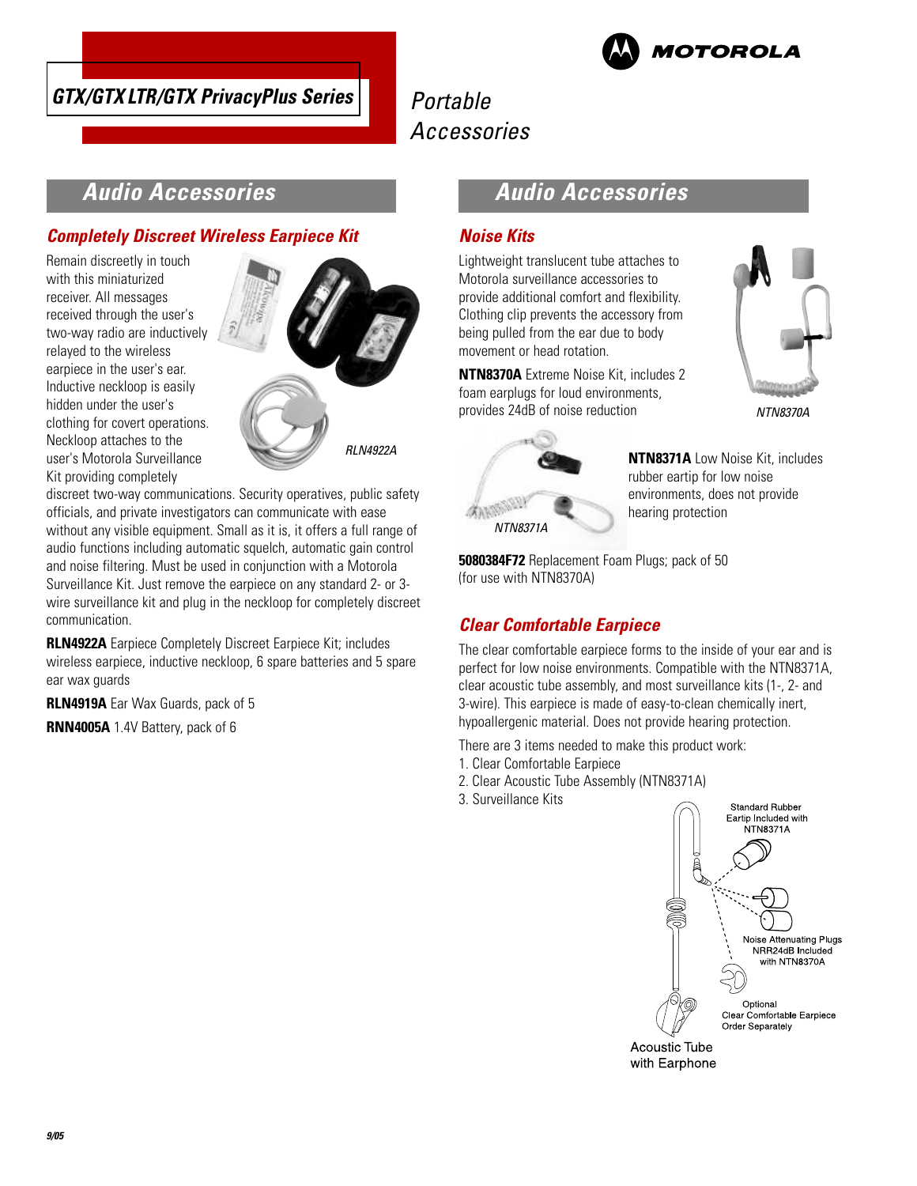# GTX/GTX LTR/GTX PrivacyPlus Series

# Portable Accessories

## Audio Accessories

### Completely Discreet Wireless Earpiece Kit

Remain discreetly in touch with this miniaturized receiver. All messages received through the user's two-way radio are inductively relayed to the wireless earpiece in the user's ear. Inductive neckloop is easily hidden under the user's clothing for covert operations. Neckloop attaches to the user's Motorola Surveillance Kit providing completely discreet two-way communications. Security operatives, public safety officials, and private investigators can communicate with ease without any visible equipment. Small as it is, it offers a full range of audio functions including automatic squelch, automatic gain control and noise filtering. Must be used in conjunction with a Motorola Surveillance Kit. Just remove the earpiece on any standard 2- or 3-wire surveillance kit and plug in the neckloop for completely discreet communication.

RLN4922A

**RLN4922A** Earpiece Completely Discreet Earpiece Kit; includes wireless earpiece, inductive neckloop, 6 spare batteries and 5 spare ear wax guards

**RLN4919A** Ear Wax Guards, pack of 5

**RNN4005A** 1.4V Battery, pack of 6

## Audio Accessories

### Noise Kits

Lightweight translucent tube attaches to Motorola surveillance accessories to provide additional comfort and flexibility. Clothing clip prevents the accessory from being pulled from the ear due to body movement or head rotation.

**NTN8370A** Extreme Noise Kit, includes 2 foam earplugs for loud environments, provides 24dB of noise reduction

NTN8370A

NTN8371A

**NTN8371A** Low Noise Kit, includes rubber eartip for low noise environments, does not provide hearing protection

**5080384F72** Replacement Foam Plugs; pack of 50 (for use with NTN8370A)

### Clear Comfortable Earpiece

The clear comfortable earpiece forms to the inside of your ear and is perfect for low noise environments. Compatible with the NTN8371A, clear acoustic tube assembly, and most surveillance kits (1-, 2- and 3-wire). This earpiece is made of easy-to-clean chemically inert, hypoallergenic material. Does not provide hearing protection.

There are 3 items needed to make this product work:

1. Clear Comfortable Earpiece
2. Clear Acoustic Tube Assembly (NTN8371A)
3. Surveillance Kits

Standard Rubber Eartip Included with NTN8371A

Noise Attenuating Plugs NRR24dB Included with NTN8370A

Optional Clear Comfortable Earpiece Order Separately

Acoustic Tube with Earphone

9/05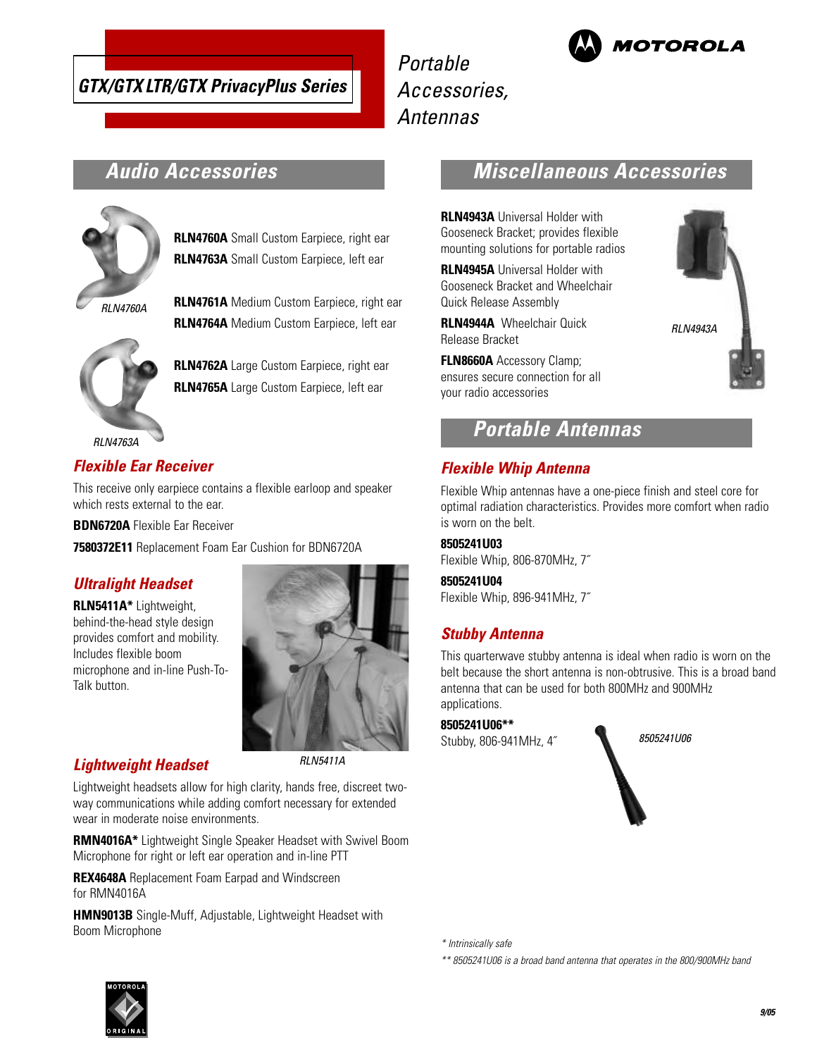# GTX/GTX LTR/GTX PrivacyPlus Series

*Portable Accessories, Antennas*

## Audio Accessories

**RLN4760A** Small Custom Earpiece, right ear
**RLN4763A** Small Custom Earpiece, left ear

**RLN4761A** Medium Custom Earpiece, right ear
**RLN4764A** Medium Custom Earpiece, left ear

**RLN4762A** Large Custom Earpiece, right ear
**RLN4765A** Large Custom Earpiece, left ear

RLN4760A

RLN4763A

### Flexible Ear Receiver

This receive only earpiece contains a flexible earloop and speaker which rests external to the ear.

**BDN6720A** Flexible Ear Receiver

**7580372E11** Replacement Foam Ear Cushion for BDN6720A

### Ultralight Headset

**RLN5411A*** Lightweight, behind-the-head style design provides comfort and mobility. Includes flexible boom microphone and in-line Push-To-Talk button.

RLN5411A

### Lightweight Headset

Lightweight headsets allow for high clarity, hands free, discreet two-way communications while adding comfort necessary for extended wear in moderate noise environments.

**RMN4016A*** Lightweight Single Speaker Headset with Swivel Boom Microphone for right or left ear operation and in-line PTT

**REX4648A** Replacement Foam Earpad and Windscreen for RMN4016A

**HMN9013B** Single-Muff, Adjustable, Lightweight Headset with Boom Microphone

## Miscellaneous Accessories

**RLN4943A** Universal Holder with Gooseneck Bracket; provides flexible mounting solutions for portable radios

**RLN4945A** Universal Holder with Gooseneck Bracket and Wheelchair Quick Release Assembly

**RLN4944A** Wheelchair Quick Release Bracket

**FLN8660A** Accessory Clamp; ensures secure connection for all your radio accessories

RLN4943A

## Portable Antennas

### Flexible Whip Antenna

Flexible Whip antennas have a one-piece finish and steel core for optimal radiation characteristics. Provides more comfort when radio is worn on the belt.

**8505241U03**
Flexible Whip, 806-870MHz, 7˝

**8505241U04**
Flexible Whip, 896-941MHz, 7˝

### Stubby Antenna

This quarterwave stubby antenna is ideal when radio is worn on the belt because the short antenna is non-obtrusive. This is a broad band antenna that can be used for both 800MHz and 900MHz applications.

**8505241U06****
Stubby, 806-941MHz, 4˝

8505241U06

*\* Intrinsically safe*

*\*\* 8505241U06 is a broad band antenna that operates in the 800/900MHz band*

9/05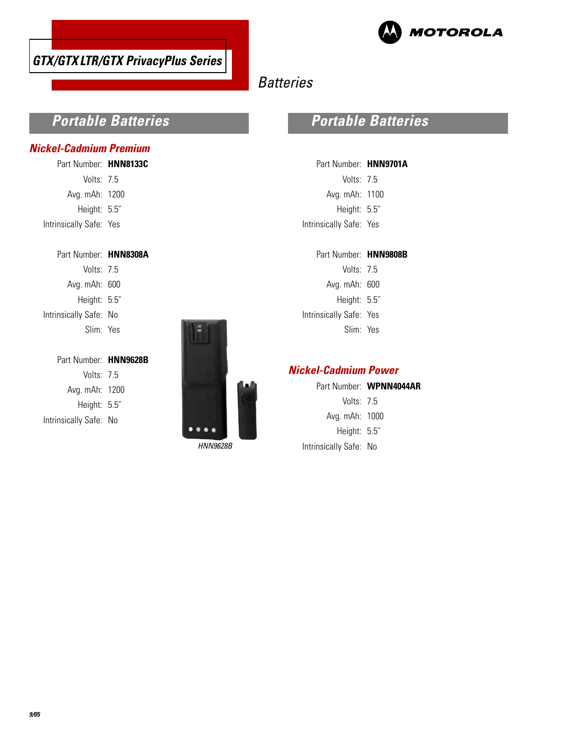# GTX/GTX LTR/GTX PrivacyPlus Series

MOTOROLA

Batteries

## Portable Batteries

### Nickel-Cadmium Premium

Part Number: **HNN8133C**
Volts: 7.5
Avg. mAh: 1200
Height: 5.5˝
Intrinsically Safe: Yes

Part Number: **HNN8308A**
Volts: 7.5
Avg. mAh: 600
Height: 5.5˝
Intrinsically Safe: No
Slim: Yes

Part Number: **HNN9628B**
Volts: 7.5
Avg. mAh: 1200
Height: 5.5˝
Intrinsically Safe: No

*HNN9628B*

## Portable Batteries

Part Number: **HNN9701A**
Volts: 7.5
Avg. mAh: 1100
Height: 5.5˝
Intrinsically Safe: Yes

Part Number: **HNN9808B**
Volts: 7.5
Avg. mAh: 600
Height: 5.5˝
Intrinsically Safe: Yes
Slim: Yes

### Nickel-Cadmium Power

Part Number: **WPNN4044AR**
Volts: 7.5
Avg. mAh: 1000
Height: 5.5˝
Intrinsically Safe: No

9/05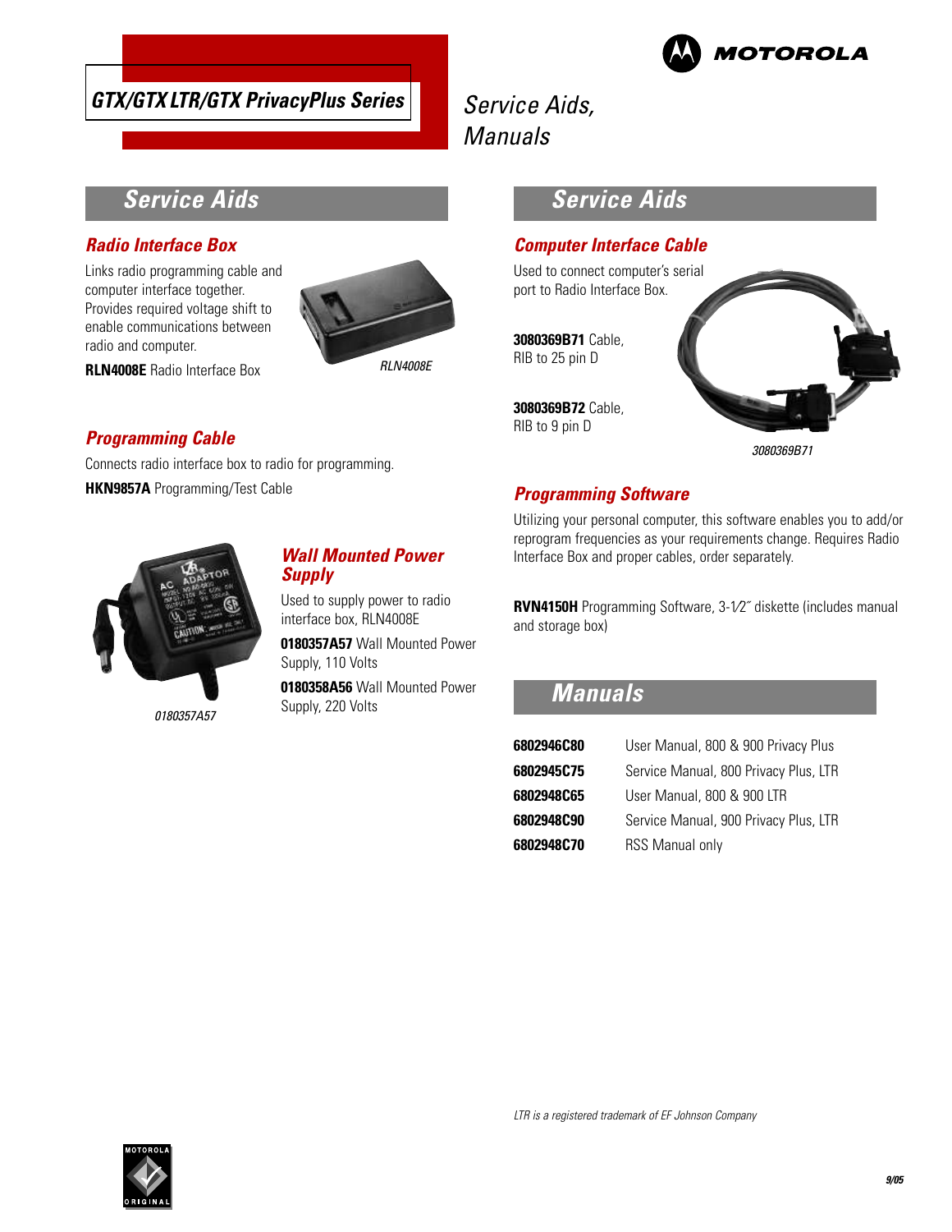# GTX/GTX LTR/GTX PrivacyPlus Series

Service Aids, Manuals

## Service Aids

### Radio Interface Box

Links radio programming cable and computer interface together. Provides required voltage shift to enable communications between radio and computer.

**RLN4008E** Radio Interface Box

RLN4008E

### Programming Cable

Connects radio interface box to radio for programming.

**HKN9857A** Programming/Test Cable

### Wall Mounted Power Supply

Used to supply power to radio interface box, RLN4008E

**0180357A57** Wall Mounted Power Supply, 110 Volts

**0180358A56** Wall Mounted Power Supply, 220 Volts

0180357A57

## Service Aids

### Computer Interface Cable

Used to connect computer's serial port to Radio Interface Box.

**3080369B71** Cable, RIB to 25 pin D

**3080369B72** Cable, RIB to 9 pin D

3080369B71

### Programming Software

Utilizing your personal computer, this software enables you to add/or reprogram frequencies as your requirements change. Requires Radio Interface Box and proper cables, order separately.

**RVN4150H** Programming Software, 3-1⁄2˝ diskette (includes manual and storage box)

## Manuals

| | |
|---|---|
| **6802946C80** | User Manual, 800 & 900 Privacy Plus |
| **6802945C75** | Service Manual, 800 Privacy Plus, LTR |
| **6802948C65** | User Manual, 800 & 900 LTR |
| **6802948C90** | Service Manual, 900 Privacy Plus, LTR |
| **6802948C70** | RSS Manual only |

LTR is a registered trademark of EF Johnson Company

9/05